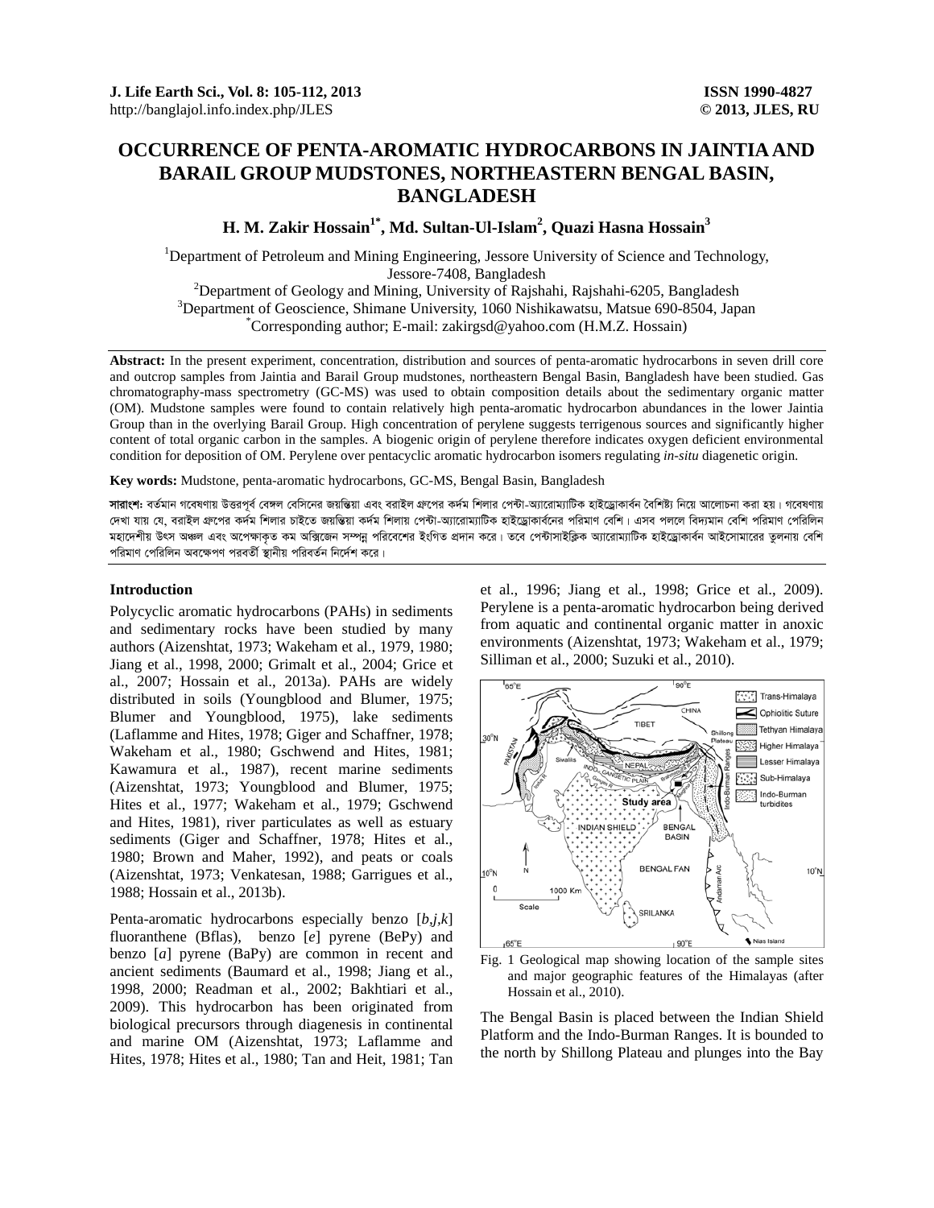# OCCURRENCE OF PENTA-AROMATIC HYDROCARBONS IN JAINTIA AND BARAIL GROUP MUDSTONES, NORTHEASTERN BENGAL BASIN, BANGLADESH

**H. M. Zakir Hossain[1*], Md. Sultan-Ul-Islam[2], Quazi Hasna Hossain[3]**

[1]Department of Petroleum and Mining Engineering, Jessore University of Science and Technology, Jessore-7408, Bangladesh

[2]Department of Geology and Mining, University of Rajshahi, Rajshahi-6205, Bangladesh

[3]Department of Geoscience, Shimane University, 1060 Nishikawatsu, Matsue 690-8504, Japan

[*]Corresponding author; E-mail: zakirgsd@yahoo.com (H.M.Z. Hossain)

**Abstract:** In the present experiment, concentration, distribution and sources of penta-aromatic hydrocarbons in seven drill core and outcrop samples from Jaintia and Barail Group mudstones, northeastern Bengal Basin, Bangladesh have been studied. Gas chromatography-mass spectrometry (GC-MS) was used to obtain composition details about the sedimentary organic matter (OM). Mudstone samples were found to contain relatively high penta-aromatic hydrocarbon abundances in the lower Jaintia Group than in the overlying Barail Group. High concentration of perylene suggests terrigenous sources and significantly higher content of total organic carbon in the samples. A biogenic origin of perylene therefore indicates oxygen deficient environmental condition for deposition of OM. Perylene over pentacyclic aromatic hydrocarbon isomers regulating *in-situ* diagenetic origin.

**Key words:** Mudstone, penta-aromatic hydrocarbons, GC-MS, Bengal Basin, Bangladesh

**সারাংশ:** বর্তমান গবেষণায় উত্তরপূর্ব বেঙ্গল বেসিনের জয়ন্তিয়া এবং বরাইল গ্রুপের কর্দম শিলার পেন্টা-অ্যারোম্যাটিক হাইড্রোকার্বন বৈশিষ্ট্য নিয়ে আলোচনা করা হয়। গবেষণায় দেখা যায় যে, বরাইল গ্রুপের কর্দম শিলার চাইতে জয়ন্তিয়া কর্দম শিলায় পেন্টা-অ্যারোম্যাটিক হাইড্রোকার্বনের পরিমাণ বেশি। এসব পললে বিদ্যমান বেশি পরিমাণ পেরিলিন মহাদেশীয় উৎস অঞ্চল এবং অপেক্ষাকৃত কম অক্সিজেন সম্পন্ন পরিবেশের ইংগিত প্রদান করে। তবে পেন্টাসাইক্লিক অ্যারোম্যাটিক হাইড্রোকার্বন আইসোমারের তুলনায় বেশি পরিমাণ পেরিলিন অবক্ষেপণ পরবর্তী স্থানীয় পরিবর্তন নির্দেশ করে।

## Introduction

Polycyclic aromatic hydrocarbons (PAHs) in sediments and sedimentary rocks have been studied by many authors (Aizenshtat, 1973; Wakeham et al., 1979, 1980; Jiang et al., 1998, 2000; Grimalt et al., 2004; Grice et al., 2007; Hossain et al., 2013a). PAHs are widely distributed in soils (Youngblood and Blumer, 1975; Blumer and Youngblood, 1975), lake sediments (Laflamme and Hites, 1978; Giger and Schaffner, 1978; Wakeham et al., 1980; Gschwend and Hites, 1981; Kawamura et al., 1987), recent marine sediments (Aizenshtat, 1973; Youngblood and Blumer, 1975; Hites et al., 1977; Wakeham et al., 1979; Gschwend and Hites, 1981), river particulates as well as estuary sediments (Giger and Schaffner, 1978; Hites et al., 1980; Brown and Maher, 1992), and peats or coals (Aizenshtat, 1973; Venkatesan, 1988; Garrigues et al., 1988; Hossain et al., 2013b).

Penta-aromatic hydrocarbons especially benzo [*b,j,k*] fluoranthene (Bflas), benzo [*e*] pyrene (BePy) and benzo [*a*] pyrene (BaPy) are common in recent and ancient sediments (Baumard et al., 1998; Jiang et al., 1998, 2000; Readman et al., 2002; Bakhtiari et al., 2009). This hydrocarbon has been originated from biological precursors through diagenesis in continental and marine OM (Aizenshtat, 1973; Laflamme and Hites, 1978; Hites et al., 1980; Tan and Heit, 1981; Tan et al., 1996; Jiang et al., 1998; Grice et al., 2009). Perylene is a penta-aromatic hydrocarbon being derived from aquatic and continental organic matter in anoxic environments (Aizenshtat, 1973; Wakeham et al., 1979; Silliman et al., 2000; Suzuki et al., 2010).

Fig. 1 Geological map showing location of the sample sites and major geographic features of the Himalayas (after Hossain et al., 2010).

The Bengal Basin is placed between the Indian Shield Platform and the Indo-Burman Ranges. It is bounded to the north by Shillong Plateau and plunges into the Bay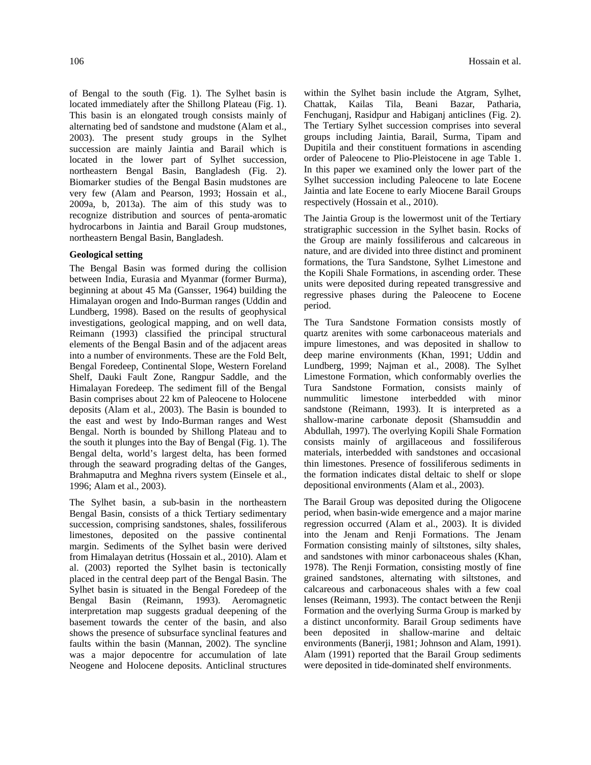of Bengal to the south (Fig. 1). The Sylhet basin is located immediately after the Shillong Plateau (Fig. 1). This basin is an elongated trough consists mainly of alternating bed of sandstone and mudstone (Alam et al., 2003). The present study groups in the Sylhet succession are mainly Jaintia and Barail which is located in the lower part of Sylhet succession, northeastern Bengal Basin, Bangladesh (Fig. 2). Biomarker studies of the Bengal Basin mudstones are very few (Alam and Pearson, 1993; Hossain et al., 2009a, b, 2013a). The aim of this study was to recognize distribution and sources of penta-aromatic hydrocarbons in Jaintia and Barail Group mudstones, northeastern Bengal Basin, Bangladesh.

## Geological setting

The Bengal Basin was formed during the collision between India, Eurasia and Myanmar (former Burma), beginning at about 45 Ma (Gansser, 1964) building the Himalayan orogen and Indo-Burman ranges (Uddin and Lundberg, 1998). Based on the results of geophysical investigations, geological mapping, and on well data, Reimann (1993) classified the principal structural elements of the Bengal Basin and of the adjacent areas into a number of environments. These are the Fold Belt, Bengal Foredeep, Continental Slope, Western Foreland Shelf, Dauki Fault Zone, Rangpur Saddle, and the Himalayan Foredeep. The sediment fill of the Bengal Basin comprises about 22 km of Paleocene to Holocene deposits (Alam et al., 2003). The Basin is bounded to the east and west by Indo-Burman ranges and West Bengal. North is bounded by Shillong Plateau and to the south it plunges into the Bay of Bengal (Fig. 1). The Bengal delta, world's largest delta, has been formed through the seaward prograding deltas of the Ganges, Brahmaputra and Meghna rivers system (Einsele et al., 1996; Alam et al., 2003).

The Sylhet basin, a sub-basin in the northeastern Bengal Basin, consists of a thick Tertiary sedimentary succession, comprising sandstones, shales, fossiliferous limestones, deposited on the passive continental margin. Sediments of the Sylhet basin were derived from Himalayan detritus (Hossain et al., 2010). Alam et al. (2003) reported the Sylhet basin is tectonically placed in the central deep part of the Bengal Basin. The Sylhet basin is situated in the Bengal Foredeep of the Bengal Basin (Reimann, 1993). Aeromagnetic interpretation map suggests gradual deepening of the basement towards the center of the basin, and also shows the presence of subsurface synclinal features and faults within the basin (Mannan, 2002). The syncline was a major depocentre for accumulation of late Neogene and Holocene deposits. Anticlinal structures within the Sylhet basin include the Atgram, Sylhet, Chattak, Kailas Tila, Beani Bazar, Patharia, Fenchuganj, Rasidpur and Habiganj anticlines (Fig. 2). The Tertiary Sylhet succession comprises into several groups including Jaintia, Barail, Surma, Tipam and Dupitila and their constituent formations in ascending order of Paleocene to Plio-Pleistocene in age Table 1. In this paper we examined only the lower part of the Sylhet succession including Paleocene to late Eocene Jaintia and late Eocene to early Miocene Barail Groups respectively (Hossain et al., 2010).

The Jaintia Group is the lowermost unit of the Tertiary stratigraphic succession in the Sylhet basin. Rocks of the Group are mainly fossiliferous and calcareous in nature, and are divided into three distinct and prominent formations, the Tura Sandstone, Sylhet Limestone and the Kopili Shale Formations, in ascending order. These units were deposited during repeated transgressive and regressive phases during the Paleocene to Eocene period.

The Tura Sandstone Formation consists mostly of quartz arenites with some carbonaceous materials and impure limestones, and was deposited in shallow to deep marine environments (Khan, 1991; Uddin and Lundberg, 1999; Najman et al., 2008). The Sylhet Limestone Formation, which conformably overlies the Tura Sandstone Formation, consists mainly of nummulitic limestone interbedded with minor sandstone (Reimann, 1993). It is interpreted as a shallow-marine carbonate deposit (Shamsuddin and Abdullah, 1997). The overlying Kopili Shale Formation consists mainly of argillaceous and fossiliferous materials, interbedded with sandstones and occasional thin limestones. Presence of fossiliferous sediments in the formation indicates distal deltaic to shelf or slope depositional environments (Alam et al., 2003).

The Barail Group was deposited during the Oligocene period, when basin-wide emergence and a major marine regression occurred (Alam et al., 2003). It is divided into the Jenam and Renji Formations. The Jenam Formation consisting mainly of siltstones, silty shales, and sandstones with minor carbonaceous shales (Khan, 1978). The Renji Formation, consisting mostly of fine grained sandstones, alternating with siltstones, and calcareous and carbonaceous shales with a few coal lenses (Reimann, 1993). The contact between the Renji Formation and the overlying Surma Group is marked by a distinct unconformity. Barail Group sediments have been deposited in shallow-marine and deltaic environments (Banerji, 1981; Johnson and Alam, 1991). Alam (1991) reported that the Barail Group sediments were deposited in tide-dominated shelf environments.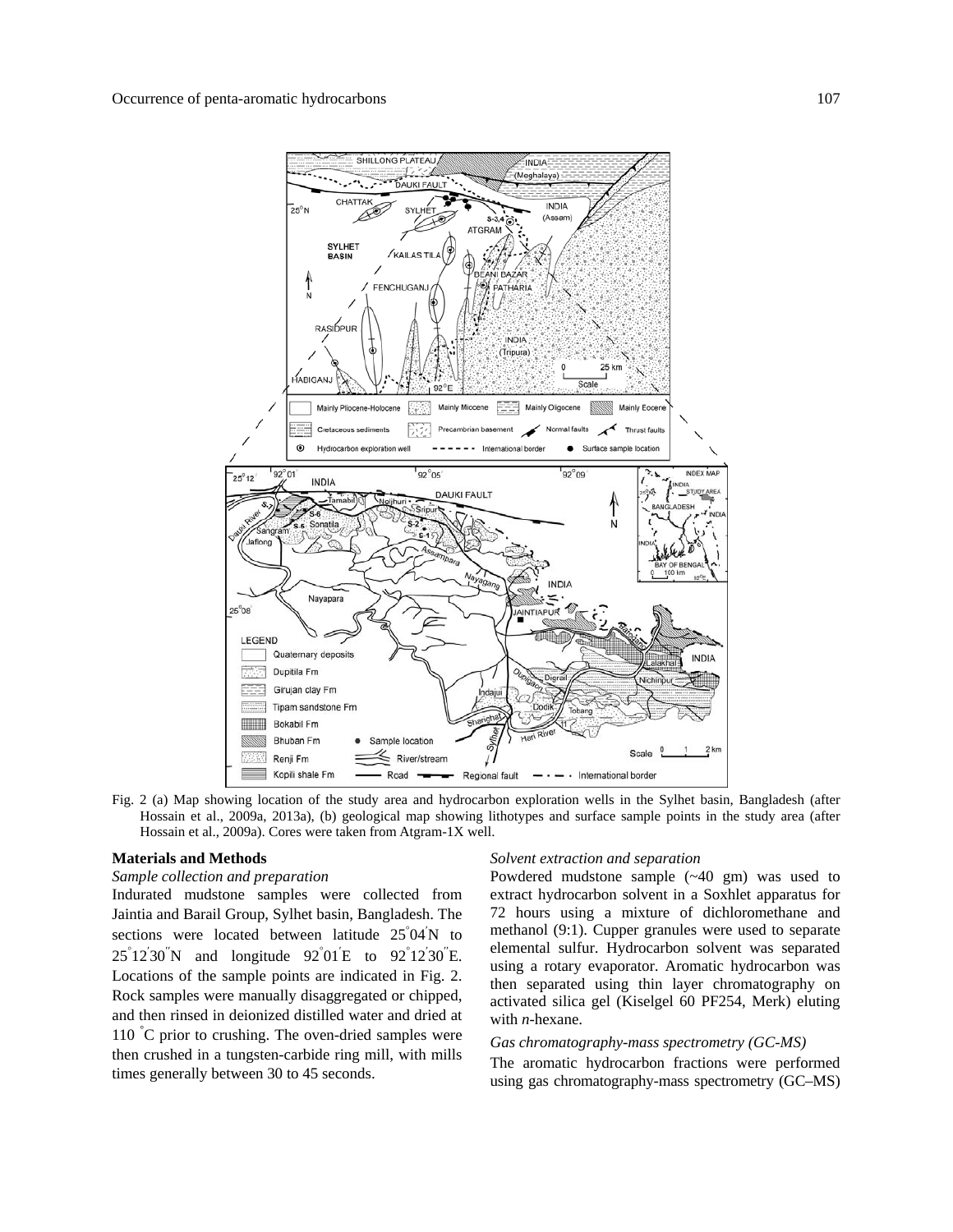Fig. 2 (a) Map showing location of the study area and hydrocarbon exploration wells in the Sylhet basin, Bangladesh (after Hossain et al., 2009a, 2013a), (b) geological map showing lithotypes and surface sample points in the study area (after Hossain et al., 2009a). Cores were taken from Atgram-1X well.

## Materials and Methods

### *Sample collection and preparation*

Indurated mudstone samples were collected from Jaintia and Barail Group, Sylhet basin, Bangladesh. The sections were located between latitude 25°04′N to 25°12′30″N and longitude 92°01′E to 92°12′30″E. Locations of the sample points are indicated in Fig. 2. Rock samples were manually disaggregated or chipped, and then rinsed in deionized distilled water and dried at 110 °C prior to crushing. The oven-dried samples were then crushed in a tungsten-carbide ring mill, with mills times generally between 30 to 45 seconds.

### *Solvent extraction and separation*

Powdered mudstone sample (~40 gm) was used to extract hydrocarbon solvent in a Soxhlet apparatus for 72 hours using a mixture of dichloromethane and methanol (9:1). Cupper granules were used to separate elemental sulfur. Hydrocarbon solvent was separated using a rotary evaporator. Aromatic hydrocarbon was then separated using thin layer chromatography on activated silica gel (Kiselgel 60 PF254, Merk) eluting with *n*-hexane.

### *Gas chromatography-mass spectrometry (GC-MS)*

The aromatic hydrocarbon fractions were performed using gas chromatography-mass spectrometry (GC–MS)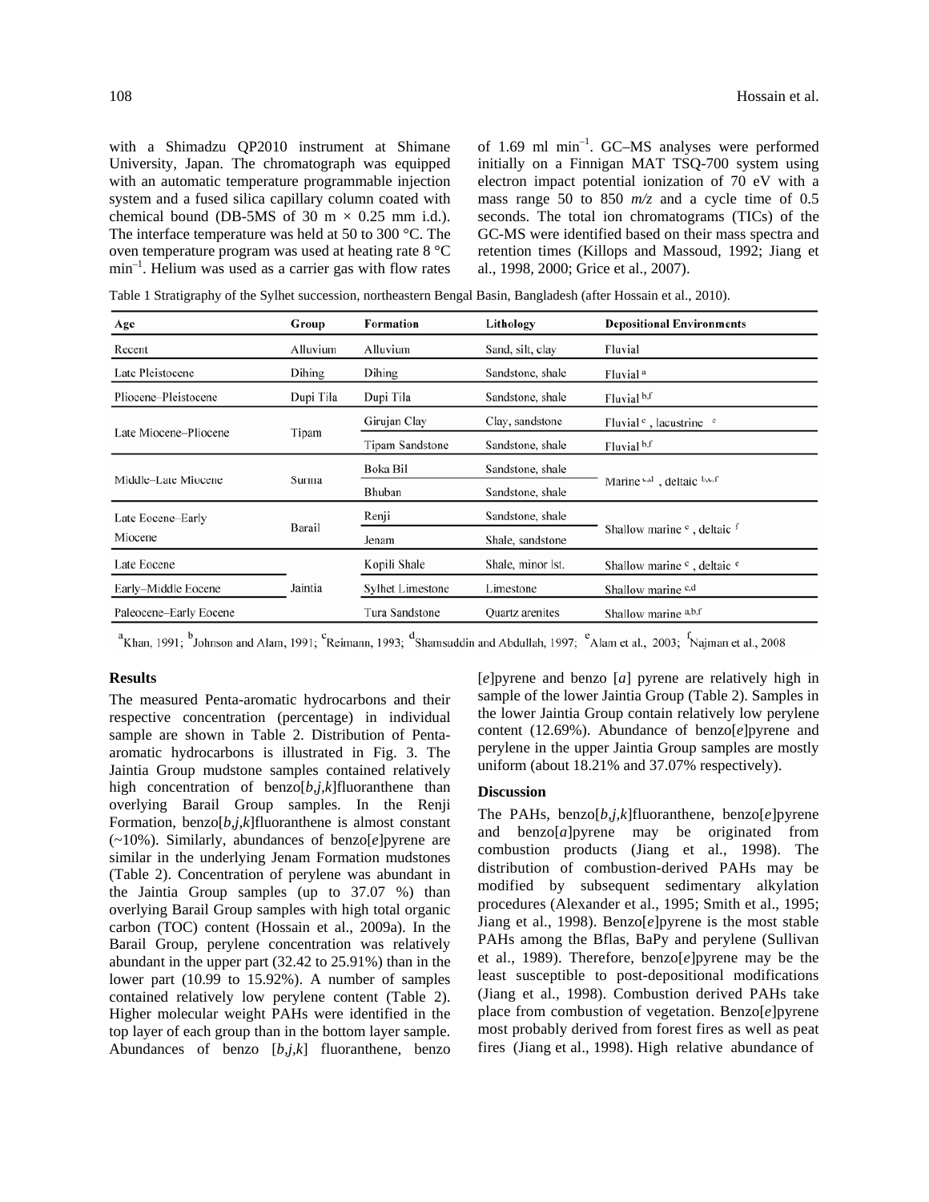with a Shimadzu QP2010 instrument at Shimane University, Japan. The chromatograph was equipped with an automatic temperature programmable injection system and a fused silica capillary column coated with chemical bound (DB-5MS of 30 m × 0.25 mm i.d.). The interface temperature was held at 50 to 300 °C. The oven temperature program was used at heating rate 8 °C $min^{-1}$. Helium was used as a carrier gas with flow rates of 1.69 ml $min^{-1}$. GC–MS analyses were performed initially on a Finnigan MAT TSQ-700 system using electron impact potential ionization of 70 eV with a mass range 50 to 850 *m/z* and a cycle time of 0.5 seconds. The total ion chromatograms (TICs) of the GC-MS were identified based on their mass spectra and retention times (Killops and Massoud, 1992; Jiang et al., 1998, 2000; Grice et al., 2007).

Table 1 Stratigraphy of the Sylhet succession, northeastern Bengal Basin, Bangladesh (after Hossain et al., 2010).

| Age | Group | Formation | Lithology | Depositional Environments |
|---|---|---|---|---|
| Recent | Alluvium | Alluvium | Sand, silt, clay | Fluvial |
| Late Pleistocene | Dihing | Dihing | Sandstone, shale | Fluvial [a] |
| Pliocene–Pleistocene | Dupi Tila | Dupi Tila | Sandstone, shale | Fluvial [b,f] |
| Late Miocene–Pliocene | Tipam | Girujan Clay | Clay, sandstone | Fluvial [c], lacustrine [c] |
| | | Tipam Sandstone | Sandstone, shale | Fluvial [b,f] |
| Middle–Late Miocene | Surma | Boka Bil | Sandstone, shale | Marine [c,d], deltaic [b,c,f] |
| | | Bhuban | Sandstone, shale | |
| Late Eocene–Early Miocene | Barail | Renji | Sandstone, shale | Shallow marine [e], deltaic [f] |
| | | Jenam | Shale, sandstone | |
| Late Eocene | Jaintia | Kopili Shale | Shale, minor lst. | Shallow marine [c], deltaic [e] |
| Early–Middle Eocene | | Sylhet Limestone | Limestone | Shallow marine [c,d] |
| Paleocene–Early Eocene | | Tura Sandstone | Quartz arenites | Shallow marine [a,b,f] |

[a]Khan, 1991; [b]Johnson and Alam, 1991; [c]Reimann, 1993; [d]Shamsuddin and Abdullah, 1997; [e]Alam et al., 2003; [f]Najman et al., 2008

### Results

The measured Penta-aromatic hydrocarbons and their respective concentration (percentage) in individual sample are shown in Table 2. Distribution of Penta-aromatic hydrocarbons is illustrated in Fig. 3. The Jaintia Group mudstone samples contained relatively high concentration of benzo[*b*,*j*,*k*]fluoranthene than overlying Barail Group samples. In the Renji Formation, benzo[*b*,*j*,*k*]fluoranthene is almost constant (~10%). Similarly, abundances of benzo[*e*]pyrene are similar in the underlying Jenam Formation mudstones (Table 2). Concentration of perylene was abundant in the Jaintia Group samples (up to 37.07 %) than overlying Barail Group samples with high total organic carbon (TOC) content (Hossain et al., 2009a). In the Barail Group, perylene concentration was relatively abundant in the upper part (32.42 to 25.91%) than in the lower part (10.99 to 15.92%). A number of samples contained relatively low perylene content (Table 2). Higher molecular weight PAHs were identified in the top layer of each group than in the bottom layer sample. Abundances of benzo [*b*,*j*,*k*] fluoranthene, benzo [*e*]pyrene and benzo [*a*] pyrene are relatively high in sample of the lower Jaintia Group (Table 2). Samples in the lower Jaintia Group contain relatively low perylene content (12.69%). Abundance of benzo[*e*]pyrene and perylene in the upper Jaintia Group samples are mostly uniform (about 18.21% and 37.07% respectively).

### Discussion

The PAHs, benzo[*b*,*j*,*k*]fluoranthene, benzo[*e*]pyrene and benzo[*a*]pyrene may be originated from combustion products (Jiang et al., 1998). The distribution of combustion-derived PAHs may be modified by subsequent sedimentary alkylation procedures (Alexander et al., 1995; Smith et al., 1995; Jiang et al., 1998). Benzo[*e*]pyrene is the most stable PAHs among the Bflas, BaPy and perylene (Sullivan et al., 1989). Therefore, benzo[*e*]pyrene may be the least susceptible to post-depositional modifications (Jiang et al., 1998). Combustion derived PAHs take place from combustion of vegetation. Benzo[*e*]pyrene most probably derived from forest fires as well as peat fires (Jiang et al., 1998). High relative abundance of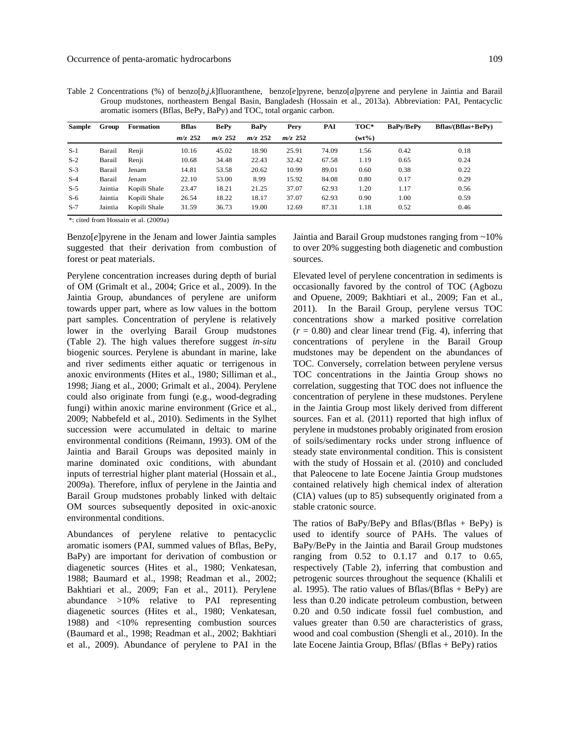Table 2 Concentrations (%) of benzo[*b,j,k*]fluoranthene, benzo[*e*]pyrene, benzo[*a*]pyrene and perylene in Jaintia and Barail Group mudstones, northeastern Bengal Basin, Bangladesh (Hossain et al., 2013a). Abbreviation: PAI, Pentacyclic aromatic isomers (Bflas, BePy, BaPy) and TOC, total organic carbon.

| Sample | Group | Formation | Bflas *m/z* 252 | BePy *m/z* 252 | BaPy *m/z* 252 | Pery *m/z* 252 | PAI | TOC* (wt%) | BaPy/BePy | Bflas/(Bflas+BePy) |
|---|---|---|---|---|---|---|---|---|---|---|
| S-1 | Barail | Renji | 10.16 | 45.02 | 18.90 | 25.91 | 74.09 | 1.56 | 0.42 | 0.18 |
| S-2 | Barail | Renji | 10.68 | 34.48 | 22.43 | 32.42 | 67.58 | 1.19 | 0.65 | 0.24 |
| S-3 | Barail | Jenam | 14.81 | 53.58 | 20.62 | 10.99 | 89.01 | 0.60 | 0.38 | 0.22 |
| S-4 | Barail | Jenam | 22.10 | 53.00 | 8.99 | 15.92 | 84.08 | 0.80 | 0.17 | 0.29 |
| S-5 | Jaintia | Kopili Shale | 23.47 | 18.21 | 21.25 | 37.07 | 62.93 | 1.20 | 1.17 | 0.56 |
| S-6 | Jaintia | Kopili Shale | 26.54 | 18.22 | 18.17 | 37.07 | 62.93 | 0.90 | 1.00 | 0.59 |
| S-7 | Jaintia | Kopili Shale | 31.59 | 36.73 | 19.00 | 12.69 | 87.31 | 1.18 | 0.52 | 0.46 |

*: cited from Hossain et al. (2009a)

Benzo[*e*]pyrene in the Jenam and lower Jaintia samples suggested that their derivation from combustion of forest or peat materials.

Perylene concentration increases during depth of burial of OM (Grimalt et al., 2004; Grice et al., 2009). In the Jaintia Group, abundances of perylene are uniform towards upper part, where as low values in the bottom part samples. Concentration of perylene is relatively lower in the overlying Barail Group mudstones (Table 2). The high values therefore suggest *in-situ* biogenic sources. Perylene is abundant in marine, lake and river sediments either aquatic or terrigenous in anoxic environments (Hites et al., 1980; Silliman et al., 1998; Jiang et al., 2000; Grimalt et al., 2004). Perylene could also originate from fungi (e.g., wood-degrading fungi) within anoxic marine environment (Grice et al., 2009; Nabbefeld et al., 2010). Sediments in the Sylhet succession were accumulated in deltaic to marine environmental conditions (Reimann, 1993). OM of the Jaintia and Barail Groups was deposited mainly in marine dominated oxic conditions, with abundant inputs of terrestrial higher plant material (Hossain et al., 2009a). Therefore, influx of perylene in the Jaintia and Barail Group mudstones probably linked with deltaic OM sources subsequently deposited in oxic-anoxic environmental conditions.

Abundances of perylene relative to pentacyclic aromatic isomers (PAI, summed values of Bflas, BePy, BaPy) are important for derivation of combustion or diagenetic sources (Hites et al., 1980; Venkatesan, 1988; Baumard et al., 1998; Readman et al., 2002; Bakhtiari et al., 2009; Fan et al., 2011). Perylene abundance >10% relative to PAI representing diagenetic sources (Hites et al., 1980; Venkatesan, 1988) and <10% representing combustion sources (Baumard et al., 1998; Readman et al., 2002; Bakhtiari et al., 2009). Abundance of perylene to PAI in the Jaintia and Barail Group mudstones ranging from ~10% to over 20% suggesting both diagenetic and combustion sources.

Elevated level of perylene concentration in sediments is occasionally favored by the control of TOC (Agbozu and Opuene, 2009; Bakhtiari et al., 2009; Fan et al., 2011). In the Barail Group, perylene versus TOC concentrations show a marked positive correlation ($r$ = 0.80) and clear linear trend (Fig. 4), inferring that concentrations of perylene in the Barail Group mudstones may be dependent on the abundances of TOC. Conversely, correlation between perylene versus TOC concentrations in the Jaintia Group shows no correlation, suggesting that TOC does not influence the concentration of perylene in these mudstones. Perylene in the Jaintia Group most likely derived from different sources. Fan et al. (2011) reported that high influx of perylene in mudstones probably originated from erosion of soils/sedimentary rocks under strong influence of steady state environmental condition. This is consistent with the study of Hossain et al. (2010) and concluded that Paleocene to late Eocene Jaintia Group mudstones contained relatively high chemical index of alteration (CIA) values (up to 85) subsequently originated from a stable cratonic source.

The ratios of BaPy/BePy and Bflas/(Bflas + BePy) is used to identify source of PAHs. The values of BaPy/BePy in the Jaintia and Barail Group mudstones ranging from 0.52 to 0.1.17 and 0.17 to 0.65, respectively (Table 2), inferring that combustion and petrogenic sources throughout the sequence (Khalili et al. 1995). The ratio values of Bflas/(Bflas + BePy) are less than 0.20 indicate petroleum combustion, between 0.20 and 0.50 indicate fossil fuel combustion, and values greater than 0.50 are characteristics of grass, wood and coal combustion (Shengli et al., 2010). In the late Eocene Jaintia Group, Bflas/ (Bflas + BePy) ratios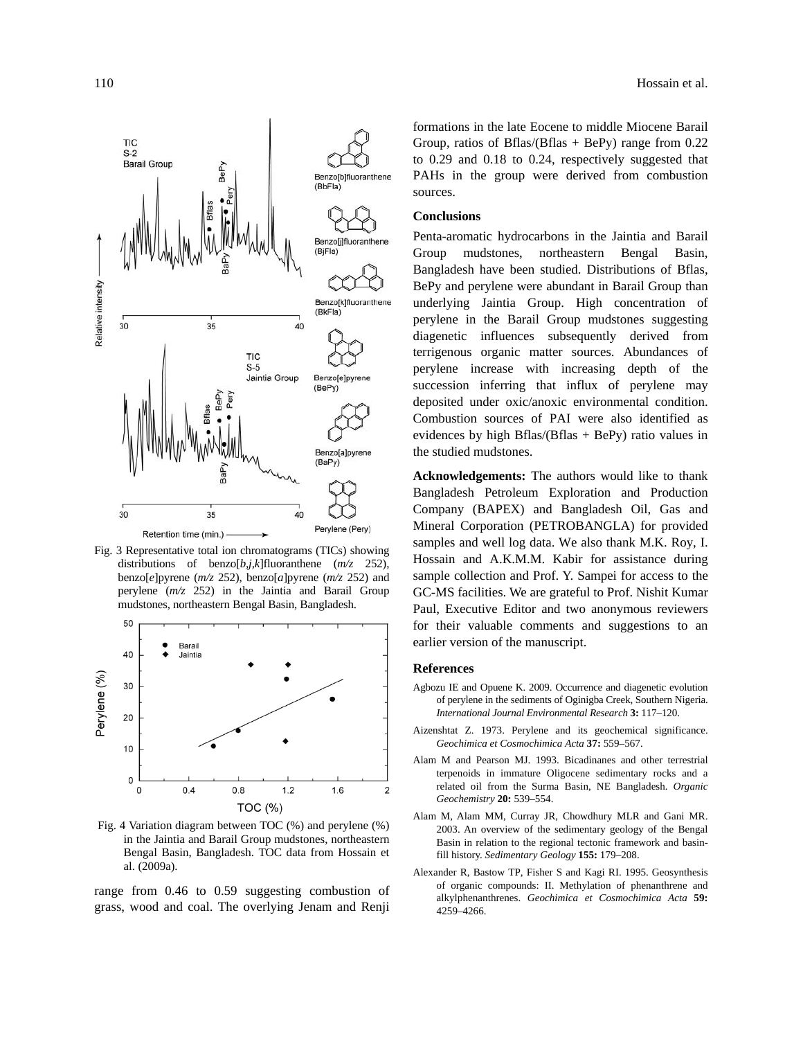Fig. 3 Representative total ion chromatograms (TICs) showing distributions of benzo[*b,j,k*]fluoranthene (*m/z* 252), benzo[*e*]pyrene (*m/z* 252), benzo[*a*]pyrene (*m/z* 252) and perylene (*m/z* 252) in the Jaintia and Barail Group mudstones, northeastern Bengal Basin, Bangladesh.

Fig. 4 Variation diagram between TOC (%) and perylene (%) in the Jaintia and Barail Group mudstones, northeastern Bengal Basin, Bangladesh. TOC data from Hossain et al. (2009a).

range from 0.46 to 0.59 suggesting combustion of grass, wood and coal. The overlying Jenam and Renji formations in the late Eocene to middle Miocene Barail Group, ratios of Bflas/(Bflas + BePy) range from 0.22 to 0.29 and 0.18 to 0.24, respectively suggested that PAHs in the group were derived from combustion sources.

## Conclusions

Penta-aromatic hydrocarbons in the Jaintia and Barail Group mudstones, northeastern Bengal Basin, Bangladesh have been studied. Distributions of Bflas, BePy and perylene were abundant in Barail Group than underlying Jaintia Group. High concentration of perylene in the Barail Group mudstones suggesting diagenetic influences subsequently derived from terrigenous organic matter sources. Abundances of perylene increase with increasing depth of the succession inferring that influx of perylene may deposited under oxic/anoxic environmental condition. Combustion sources of PAI were also identified as evidences by high Bflas/(Bflas + BePy) ratio values in the studied mudstones.

**Acknowledgements:** The authors would like to thank Bangladesh Petroleum Exploration and Production Company (BAPEX) and Bangladesh Oil, Gas and Mineral Corporation (PETROBANGLA) for provided samples and well log data. We also thank M.K. Roy, I. Hossain and A.K.M.M. Kabir for assistance during sample collection and Prof. Y. Sampei for access to the GC-MS facilities. We are grateful to Prof. Nishit Kumar Paul, Executive Editor and two anonymous reviewers for their valuable comments and suggestions to an earlier version of the manuscript.

## References

Agbozu IE and Opuene K. 2009. Occurrence and diagenetic evolution of perylene in the sediments of Oginigba Creek, Southern Nigeria. *International Journal Environmental Research* **3:** 117–120.

Aizenshtat Z. 1973. Perylene and its geochemical significance. *Geochimica et Cosmochimica Acta* **37:** 559–567.

Alam M and Pearson MJ. 1993. Bicadinanes and other terrestrial terpenoids in immature Oligocene sedimentary rocks and a related oil from the Surma Basin, NE Bangladesh. *Organic Geochemistry* **20:** 539–554.

Alam M, Alam MM, Curray JR, Chowdhury MLR and Gani MR. 2003. An overview of the sedimentary geology of the Bengal Basin in relation to the regional tectonic framework and basin-fill history. *Sedimentary Geology* **155:** 179–208.

Alexander R, Bastow TP, Fisher S and Kagi RI. 1995. Geosynthesis of organic compounds: II. Methylation of phenanthrene and alkylphenanthrenes. *Geochimica et Cosmochimica Acta* **59:** 4259–4266.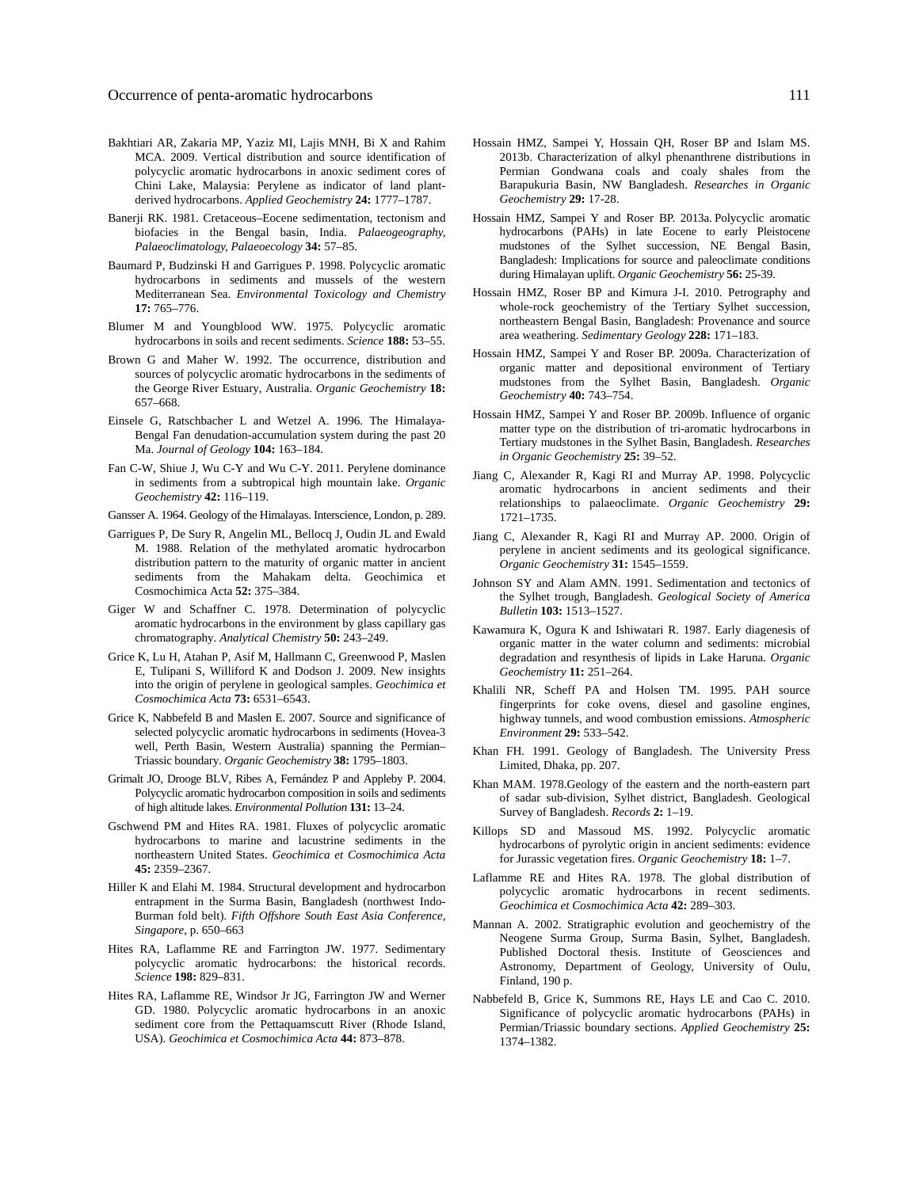Bakhtiari AR, Zakaria MP, Yaziz MI, Lajis MNH, Bi X and Rahim MCA. 2009. Vertical distribution and source identification of polycyclic aromatic hydrocarbons in anoxic sediment cores of Chini Lake, Malaysia: Perylene as indicator of land plant-derived hydrocarbons. *Applied Geochemistry* **24:** 1777–1787.

Banerji RK. 1981. Cretaceous–Eocene sedimentation, tectonism and biofacies in the Bengal basin, India. *Palaeogeography, Palaeoclimatology, Palaeoecology* **34:** 57–85.

Baumard P, Budzinski H and Garrigues P. 1998. Polycyclic aromatic hydrocarbons in sediments and mussels of the western Mediterranean Sea. *Environmental Toxicology and Chemistry* **17:** 765–776.

Blumer M and Youngblood WW. 1975. Polycyclic aromatic hydrocarbons in soils and recent sediments. *Science* **188:** 53–55.

Brown G and Maher W. 1992. The occurrence, distribution and sources of polycyclic aromatic hydrocarbons in the sediments of the George River Estuary, Australia. *Organic Geochemistry* **18:** 657–668.

Einsele G, Ratschbacher L and Wetzel A. 1996. The Himalaya-Bengal Fan denudation-accumulation system during the past 20 Ma. *Journal of Geology* **104:** 163–184.

Fan C-W, Shiue J, Wu C-Y and Wu C-Y. 2011. Perylene dominance in sediments from a subtropical high mountain lake. *Organic Geochemistry* **42:** 116–119.

Gansser A. 1964. Geology of the Himalayas. Interscience, London, p. 289.

Garrigues P, De Sury R, Angelin ML, Bellocq J, Oudin JL and Ewald M. 1988. Relation of the methylated aromatic hydrocarbon distribution pattern to the maturity of organic matter in ancient sediments from the Mahakam delta. Geochimica et Cosmochimica Acta **52:** 375–384.

Giger W and Schaffner C. 1978. Determination of polycyclic aromatic hydrocarbons in the environment by glass capillary gas chromatography. *Analytical Chemistry* **50:** 243–249.

Grice K, Lu H, Atahan P, Asif M, Hallmann C, Greenwood P, Maslen E, Tulipani S, Williford K and Dodson J. 2009. New insights into the origin of perylene in geological samples. *Geochimica et Cosmochimica Acta* **73:** 6531–6543.

Grice K, Nabbefeld B and Maslen E. 2007. Source and significance of selected polycyclic aromatic hydrocarbons in sediments (Hovea-3 well, Perth Basin, Western Australia) spanning the Permian–Triassic boundary. *Organic Geochemistry* **38:** 1795–1803.

Grimalt JO, Drooge BLV, Ribes A, Fernández P and Appleby P. 2004. Polycyclic aromatic hydrocarbon composition in soils and sediments of high altitude lakes. *Environmental Pollution* **131:** 13–24.

Gschwend PM and Hites RA. 1981. Fluxes of polycyclic aromatic hydrocarbons to marine and lacustrine sediments in the northeastern United States. *Geochimica et Cosmochimica Acta* **45:** 2359–2367.

Hiller K and Elahi M. 1984. Structural development and hydrocarbon entrapment in the Surma Basin, Bangladesh (northwest Indo-Burman fold belt). *Fifth Offshore South East Asia Conference, Singapore*, p. 650–663

Hites RA, Laflamme RE and Farrington JW. 1977. Sedimentary polycyclic aromatic hydrocarbons: the historical records. *Science* **198:** 829–831.

Hites RA, Laflamme RE, Windsor Jr JG, Farrington JW and Werner GD. 1980. Polycyclic aromatic hydrocarbons in an anoxic sediment core from the Pettaquamscutt River (Rhode Island, USA). *Geochimica et Cosmochimica Acta* **44:** 873–878.

Hossain HMZ, Sampei Y, Hossain QH, Roser BP and Islam MS. 2013b. Characterization of alkyl phenanthrene distributions in Permian Gondwana coals and coaly shales from the Barapukuria Basin, NW Bangladesh. *Researches in Organic Geochemistry* **29:** 17-28.

Hossain HMZ, Sampei Y and Roser BP. 2013a. Polycyclic aromatic hydrocarbons (PAHs) in late Eocene to early Pleistocene mudstones of the Sylhet succession, NE Bengal Basin, Bangladesh: Implications for source and paleoclimate conditions during Himalayan uplift. *Organic Geochemistry* **56:** 25-39.

Hossain HMZ, Roser BP and Kimura J-I. 2010. Petrography and whole-rock geochemistry of the Tertiary Sylhet succession, northeastern Bengal Basin, Bangladesh: Provenance and source area weathering. *Sedimentary Geology* **228:** 171–183.

Hossain HMZ, Sampei Y and Roser BP. 2009a. Characterization of organic matter and depositional environment of Tertiary mudstones from the Sylhet Basin, Bangladesh. *Organic Geochemistry* **40:** 743–754.

Hossain HMZ, Sampei Y and Roser BP. 2009b. Influence of organic matter type on the distribution of tri-aromatic hydrocarbons in Tertiary mudstones in the Sylhet Basin, Bangladesh. *Researches in Organic Geochemistry* **25:** 39–52.

Jiang C, Alexander R, Kagi RI and Murray AP. 1998. Polycyclic aromatic hydrocarbons in ancient sediments and their relationships to palaeoclimate. *Organic Geochemistry* **29:** 1721–1735.

Jiang C, Alexander R, Kagi RI and Murray AP. 2000. Origin of perylene in ancient sediments and its geological significance. *Organic Geochemistry* **31:** 1545–1559.

Johnson SY and Alam AMN. 1991. Sedimentation and tectonics of the Sylhet trough, Bangladesh. *Geological Society of America Bulletin* **103:** 1513–1527.

Kawamura K, Ogura K and Ishiwatari R. 1987. Early diagenesis of organic matter in the water column and sediments: microbial degradation and resynthesis of lipids in Lake Haruna. *Organic Geochemistry* **11:** 251–264.

Khalili NR, Scheff PA and Holsen TM. 1995. PAH source fingerprints for coke ovens, diesel and gasoline engines, highway tunnels, and wood combustion emissions. *Atmospheric Environment* **29:** 533–542.

Khan FH. 1991. Geology of Bangladesh. The University Press Limited, Dhaka, pp. 207.

Khan MAM. 1978.Geology of the eastern and the north-eastern part of sadar sub-division, Sylhet district, Bangladesh. Geological Survey of Bangladesh. *Records* **2:** 1–19.

Killops SD and Massoud MS. 1992. Polycyclic aromatic hydrocarbons of pyrolytic origin in ancient sediments: evidence for Jurassic vegetation fires. *Organic Geochemistry* **18:** 1–7.

Laflamme RE and Hites RA. 1978. The global distribution of polycyclic aromatic hydrocarbons in recent sediments. *Geochimica et Cosmochimica Acta* **42:** 289–303.

Mannan A. 2002. Stratigraphic evolution and geochemistry of the Neogene Surma Group, Surma Basin, Sylhet, Bangladesh. Published Doctoral thesis. Institute of Geosciences and Astronomy, Department of Geology, University of Oulu, Finland, 190 p.

Nabbefeld B, Grice K, Summons RE, Hays LE and Cao C. 2010. Significance of polycyclic aromatic hydrocarbons (PAHs) in Permian/Triassic boundary sections. *Applied Geochemistry* **25:** 1374–1382.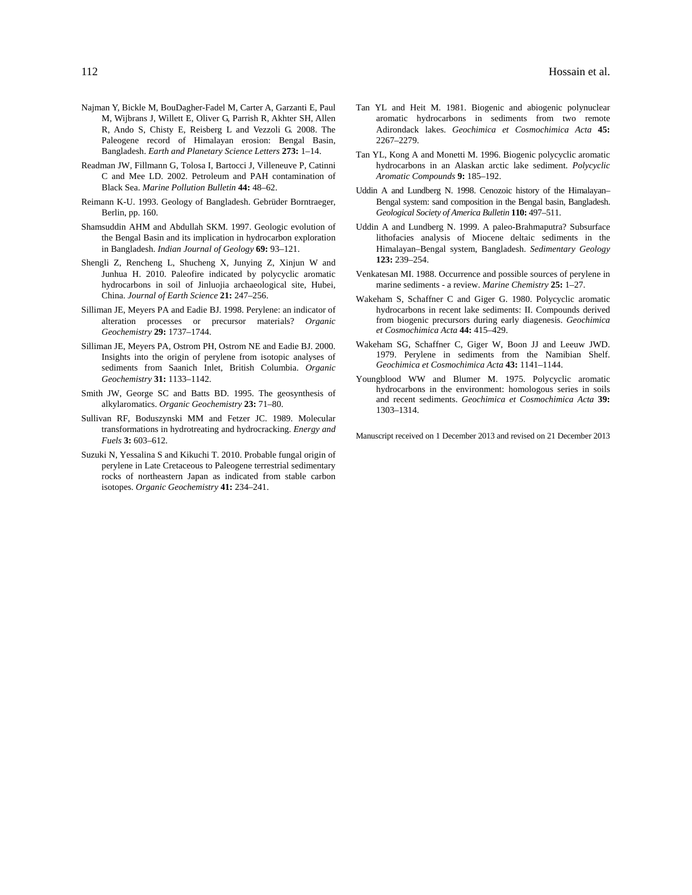Najman Y, Bickle M, BouDagher-Fadel M, Carter A, Garzanti E, Paul M, Wijbrans J, Willett E, Oliver G, Parrish R, Akhter SH, Allen R, Ando S, Chisty E, Reisberg L and Vezzoli G. 2008. The Paleogene record of Himalayan erosion: Bengal Basin, Bangladesh. *Earth and Planetary Science Letters* **273:** 1–14.

Readman JW, Fillmann G, Tolosa I, Bartocci J, Villeneuve P, Catinni C and Mee LD. 2002. Petroleum and PAH contamination of Black Sea. *Marine Pollution Bulletin* **44:** 48–62.

Reimann K-U. 1993. Geology of Bangladesh. Gebrüder Borntraeger, Berlin, pp. 160.

Shamsuddin AHM and Abdullah SKM. 1997. Geologic evolution of the Bengal Basin and its implication in hydrocarbon exploration in Bangladesh. *Indian Journal of Geology* **69:** 93–121.

Shengli Z, Rencheng L, Shucheng X, Junying Z, Xinjun W and Junhua H. 2010. Paleofire indicated by polycyclic aromatic hydrocarbons in soil of Jinluojia archaeological site, Hubei, China. *Journal of Earth Science* **21:** 247–256.

Silliman JE, Meyers PA and Eadie BJ. 1998. Perylene: an indicator of alteration processes or precursor materials? *Organic Geochemistry* **29:** 1737–1744.

Silliman JE, Meyers PA, Ostrom PH, Ostrom NE and Eadie BJ. 2000. Insights into the origin of perylene from isotopic analyses of sediments from Saanich Inlet, British Columbia. *Organic Geochemistry* **31:** 1133–1142.

Smith JW, George SC and Batts BD. 1995. The geosynthesis of alkylaromatics. *Organic Geochemistry* **23:** 71–80.

Sullivan RF, Boduszynski MM and Fetzer JC. 1989. Molecular transformations in hydrotreating and hydrocracking. *Energy and Fuels* **3:** 603–612.

Suzuki N, Yessalina S and Kikuchi T. 2010. Probable fungal origin of perylene in Late Cretaceous to Paleogene terrestrial sedimentary rocks of northeastern Japan as indicated from stable carbon isotopes. *Organic Geochemistry* **41:** 234–241.

Tan YL and Heit M. 1981. Biogenic and abiogenic polynuclear aromatic hydrocarbons in sediments from two remote Adirondack lakes. *Geochimica et Cosmochimica Acta* **45:** 2267–2279.

Tan YL, Kong A and Monetti M. 1996. Biogenic polycyclic aromatic hydrocarbons in an Alaskan arctic lake sediment. *Polycyclic Aromatic Compounds* **9:** 185–192.

Uddin A and Lundberg N. 1998. Cenozoic history of the Himalayan–Bengal system: sand composition in the Bengal basin, Bangladesh. *Geological Society of America Bulletin* **110:** 497–511.

Uddin A and Lundberg N. 1999. A paleo-Brahmaputra? Subsurface lithofacies analysis of Miocene deltaic sediments in the Himalayan–Bengal system, Bangladesh. *Sedimentary Geology* **123:** 239–254.

Venkatesan MI. 1988. Occurrence and possible sources of perylene in marine sediments - a review. *Marine Chemistry* **25:** 1–27.

Wakeham S, Schaffner C and Giger G. 1980. Polycyclic aromatic hydrocarbons in recent lake sediments: II. Compounds derived from biogenic precursors during early diagenesis. *Geochimica et Cosmochimica Acta* **44:** 415–429.

Wakeham SG, Schaffner C, Giger W, Boon JJ and Leeuw JWD. 1979. Perylene in sediments from the Namibian Shelf. *Geochimica et Cosmochimica Acta* **43:** 1141–1144.

Youngblood WW and Blumer M. 1975. Polycyclic aromatic hydrocarbons in the environment: homologous series in soils and recent sediments. *Geochimica et Cosmochimica Acta* **39:** 1303–1314.

Manuscript received on 1 December 2013 and revised on 21 December 2013